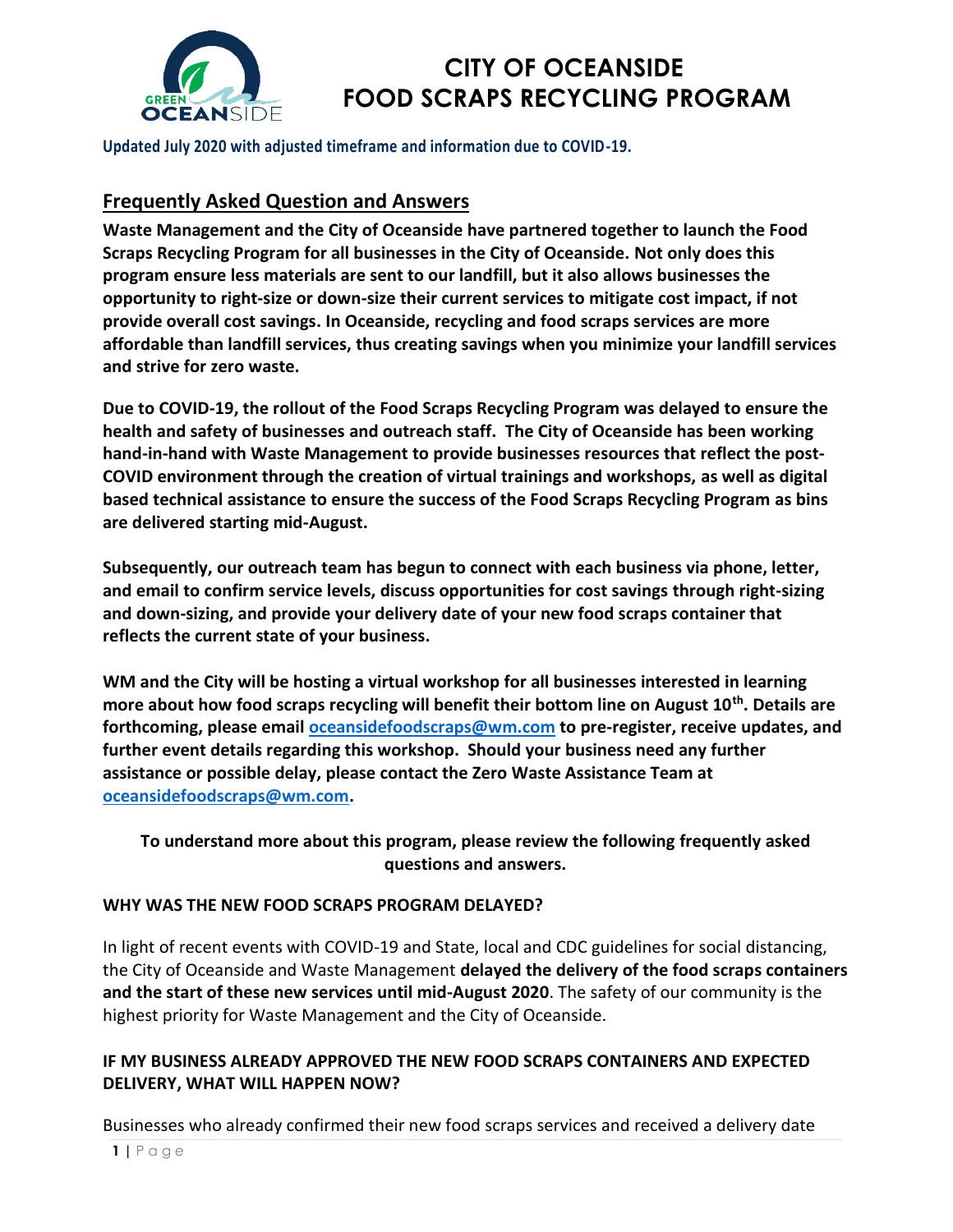# CITY OF OCEANSIDE
# FOOD SCRAPS RECYCLING PROGRAM

**Updated July 2020 with adjusted timeframe and information due to COVID-19.**

## Frequently Asked Question and Answers

**Waste Management and the City of Oceanside have partnered together to launch the Food Scraps Recycling Program for all businesses in the City of Oceanside. Not only does this program ensure less materials are sent to our landfill, but it also allows businesses the opportunity to right-size or down-size their current services to mitigate cost impact, if not provide overall cost savings. In Oceanside, recycling and food scraps services are more affordable than landfill services, thus creating savings when you minimize your landfill services and strive for zero waste.**

**Due to COVID-19, the rollout of the Food Scraps Recycling Program was delayed to ensure the health and safety of businesses and outreach staff. The City of Oceanside has been working hand-in-hand with Waste Management to provide businesses resources that reflect the post-COVID environment through the creation of virtual trainings and workshops, as well as digital based technical assistance to ensure the success of the Food Scraps Recycling Program as bins are delivered starting mid-August.**

**Subsequently, our outreach team has begun to connect with each business via phone, letter, and email to confirm service levels, discuss opportunities for cost savings through right-sizing and down-sizing, and provide your delivery date of your new food scraps container that reflects the current state of your business.**

**WM and the City will be hosting a virtual workshop for all businesses interested in learning more about how food scraps recycling will benefit their bottom line on August 10th. Details are forthcoming, please email oceansidefoodscraps@wm.com to pre-register, receive updates, and further event details regarding this workshop. Should your business need any further assistance or possible delay, please contact the Zero Waste Assistance Team at oceansidefoodscraps@wm.com.**

**To understand more about this program, please review the following frequently asked questions and answers.**

### WHY WAS THE NEW FOOD SCRAPS PROGRAM DELAYED?

In light of recent events with COVID-19 and State, local and CDC guidelines for social distancing, the City of Oceanside and Waste Management **delayed the delivery of the food scraps containers and the start of these new services until mid-August 2020**. The safety of our community is the highest priority for Waste Management and the City of Oceanside.

### IF MY BUSINESS ALREADY APPROVED THE NEW FOOD SCRAPS CONTAINERS AND EXPECTED DELIVERY, WHAT WILL HAPPEN NOW?

Businesses who already confirmed their new food scraps services and received a delivery date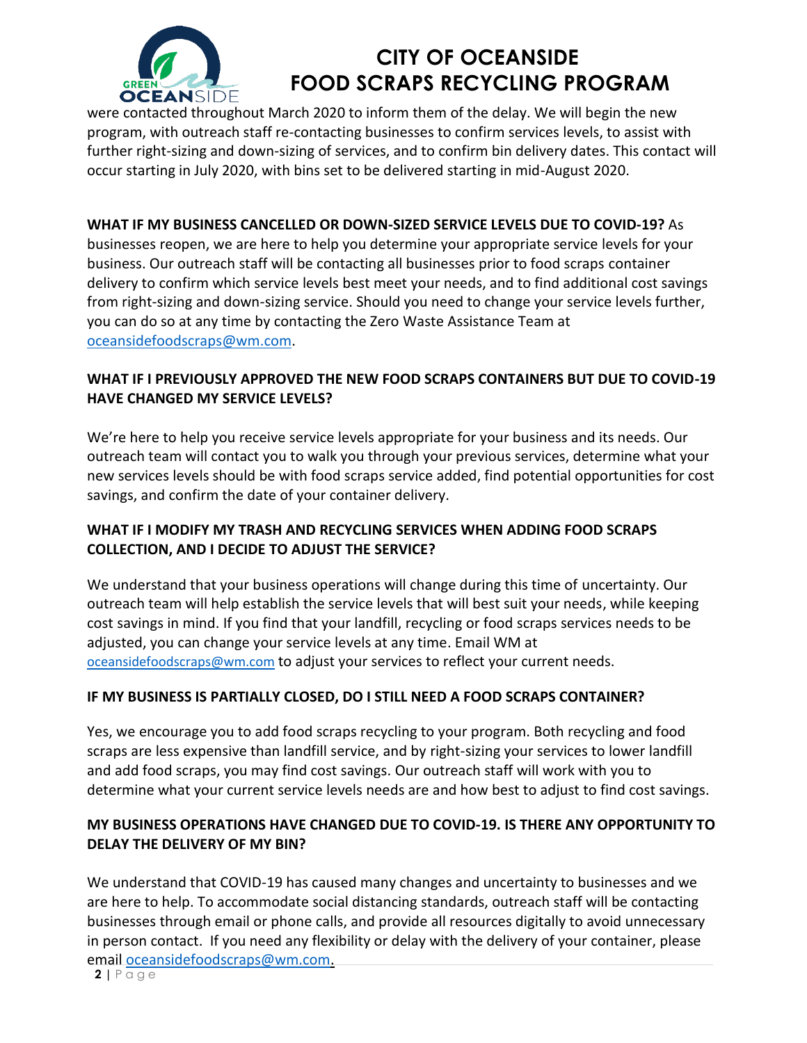were contacted throughout March 2020 to inform them of the delay. We will begin the new program, with outreach staff re-contacting businesses to confirm services levels, to assist with further right-sizing and down-sizing of services, and to confirm bin delivery dates. This contact will occur starting in July 2020, with bins set to be delivered starting in mid-August 2020.

**WHAT IF MY BUSINESS CANCELLED OR DOWN-SIZED SERVICE LEVELS DUE TO COVID-19?** As businesses reopen, we are here to help you determine your appropriate service levels for your business. Our outreach staff will be contacting all businesses prior to food scraps container delivery to confirm which service levels best meet your needs, and to find additional cost savings from right-sizing and down-sizing service. Should you need to change your service levels further, you can do so at any time by contacting the Zero Waste Assistance Team at oceansidefoodscraps@wm.com.

**WHAT IF I PREVIOUSLY APPROVED THE NEW FOOD SCRAPS CONTAINERS BUT DUE TO COVID-19 HAVE CHANGED MY SERVICE LEVELS?**

We're here to help you receive service levels appropriate for your business and its needs. Our outreach team will contact you to walk you through your previous services, determine what your new services levels should be with food scraps service added, find potential opportunities for cost savings, and confirm the date of your container delivery.

**WHAT IF I MODIFY MY TRASH AND RECYCLING SERVICES WHEN ADDING FOOD SCRAPS COLLECTION, AND I DECIDE TO ADJUST THE SERVICE?**

We understand that your business operations will change during this time of uncertainty. Our outreach team will help establish the service levels that will best suit your needs, while keeping cost savings in mind. If you find that your landfill, recycling or food scraps services needs to be adjusted, you can change your service levels at any time. Email WM at oceansidefoodscraps@wm.com to adjust your services to reflect your current needs.

**IF MY BUSINESS IS PARTIALLY CLOSED, DO I STILL NEED A FOOD SCRAPS CONTAINER?**

Yes, we encourage you to add food scraps recycling to your program. Both recycling and food scraps are less expensive than landfill service, and by right-sizing your services to lower landfill and add food scraps, you may find cost savings. Our outreach staff will work with you to determine what your current service levels needs are and how best to adjust to find cost savings.

**MY BUSINESS OPERATIONS HAVE CHANGED DUE TO COVID-19. IS THERE ANY OPPORTUNITY TO DELAY THE DELIVERY OF MY BIN?**

We understand that COVID-19 has caused many changes and uncertainty to businesses and we are here to help. To accommodate social distancing standards, outreach staff will be contacting businesses through email or phone calls, and provide all resources digitally to avoid unnecessary in person contact. If you need any flexibility or delay with the delivery of your container, please email oceansidefoodscraps@wm.com.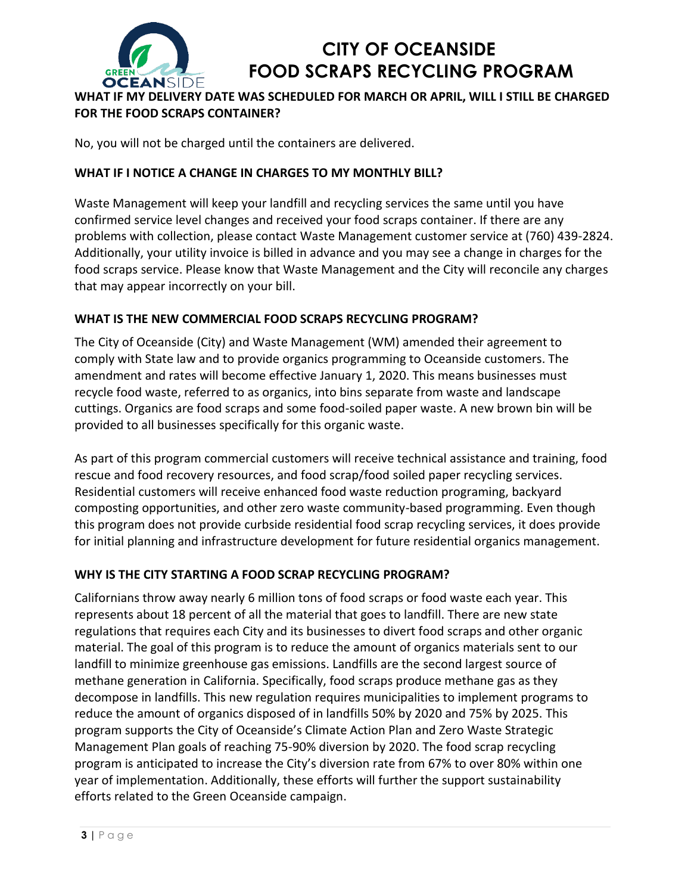**WHAT IF MY DELIVERY DATE WAS SCHEDULED FOR MARCH OR APRIL, WILL I STILL BE CHARGED FOR THE FOOD SCRAPS CONTAINER?**

No, you will not be charged until the containers are delivered.

**WHAT IF I NOTICE A CHANGE IN CHARGES TO MY MONTHLY BILL?**

Waste Management will keep your landfill and recycling services the same until you have confirmed service level changes and received your food scraps container. If there are any problems with collection, please contact Waste Management customer service at (760) 439-2824. Additionally, your utility invoice is billed in advance and you may see a change in charges for the food scraps service. Please know that Waste Management and the City will reconcile any charges that may appear incorrectly on your bill.

**WHAT IS THE NEW COMMERCIAL FOOD SCRAPS RECYCLING PROGRAM?**

The City of Oceanside (City) and Waste Management (WM) amended their agreement to comply with State law and to provide organics programming to Oceanside customers. The amendment and rates will become effective January 1, 2020. This means businesses must recycle food waste, referred to as organics, into bins separate from waste and landscape cuttings. Organics are food scraps and some food-soiled paper waste. A new brown bin will be provided to all businesses specifically for this organic waste.

As part of this program commercial customers will receive technical assistance and training, food rescue and food recovery resources, and food scrap/food soiled paper recycling services. Residential customers will receive enhanced food waste reduction programing, backyard composting opportunities, and other zero waste community-based programming. Even though this program does not provide curbside residential food scrap recycling services, it does provide for initial planning and infrastructure development for future residential organics management.

**WHY IS THE CITY STARTING A FOOD SCRAP RECYCLING PROGRAM?**

Californians throw away nearly 6 million tons of food scraps or food waste each year. This represents about 18 percent of all the material that goes to landfill. There are new state regulations that requires each City and its businesses to divert food scraps and other organic material. The goal of this program is to reduce the amount of organics materials sent to our landfill to minimize greenhouse gas emissions. Landfills are the second largest source of methane generation in California. Specifically, food scraps produce methane gas as they decompose in landfills. This new regulation requires municipalities to implement programs to reduce the amount of organics disposed of in landfills 50% by 2020 and 75% by 2025. This program supports the City of Oceanside's Climate Action Plan and Zero Waste Strategic Management Plan goals of reaching 75-90% diversion by 2020. The food scrap recycling program is anticipated to increase the City's diversion rate from 67% to over 80% within one year of implementation. Additionally, these efforts will further the support sustainability efforts related to the Green Oceanside campaign.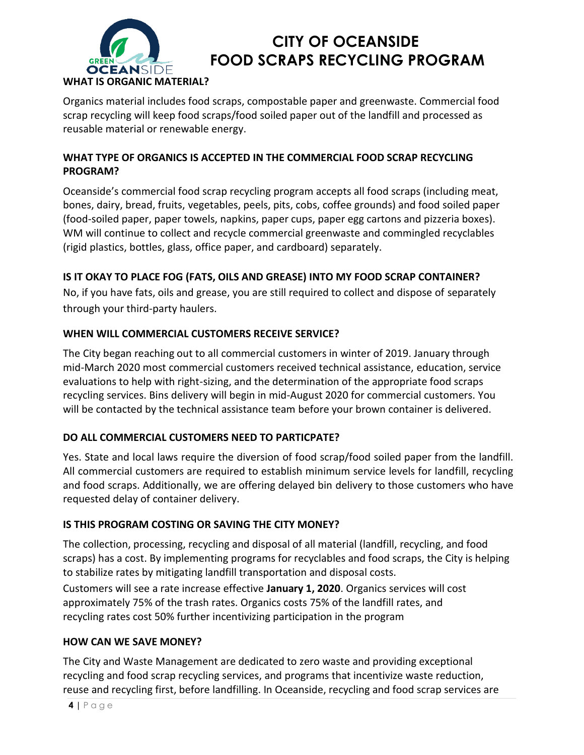# CITY OF OCEANSIDE
# FOOD SCRAPS RECYCLING PROGRAM

### WHAT IS ORGANIC MATERIAL?

Organics material includes food scraps, compostable paper and greenwaste. Commercial food scrap recycling will keep food scraps/food soiled paper out of the landfill and processed as reusable material or renewable energy.

### WHAT TYPE OF ORGANICS IS ACCEPTED IN THE COMMERCIAL FOOD SCRAP RECYCLING PROGRAM?

Oceanside's commercial food scrap recycling program accepts all food scraps (including meat, bones, dairy, bread, fruits, vegetables, peels, pits, cobs, coffee grounds) and food soiled paper (food-soiled paper, paper towels, napkins, paper cups, paper egg cartons and pizzeria boxes). WM will continue to collect and recycle commercial greenwaste and commingled recyclables (rigid plastics, bottles, glass, office paper, and cardboard) separately.

### IS IT OKAY TO PLACE FOG (FATS, OILS AND GREASE) INTO MY FOOD SCRAP CONTAINER?

No, if you have fats, oils and grease, you are still required to collect and dispose of separately through your third-party haulers.

### WHEN WILL COMMERCIAL CUSTOMERS RECEIVE SERVICE?

The City began reaching out to all commercial customers in winter of 2019. January through mid-March 2020 most commercial customers received technical assistance, education, service evaluations to help with right-sizing, and the determination of the appropriate food scraps recycling services. Bins delivery will begin in mid-August 2020 for commercial customers. You will be contacted by the technical assistance team before your brown container is delivered.

### DO ALL COMMERCIAL CUSTOMERS NEED TO PARTICPATE?

Yes. State and local laws require the diversion of food scrap/food soiled paper from the landfill. All commercial customers are required to establish minimum service levels for landfill, recycling and food scraps. Additionally, we are offering delayed bin delivery to those customers who have requested delay of container delivery.

### IS THIS PROGRAM COSTING OR SAVING THE CITY MONEY?

The collection, processing, recycling and disposal of all material (landfill, recycling, and food scraps) has a cost. By implementing programs for recyclables and food scraps, the City is helping to stabilize rates by mitigating landfill transportation and disposal costs.

Customers will see a rate increase effective **January 1, 2020**. Organics services will cost approximately 75% of the trash rates. Organics costs 75% of the landfill rates, and recycling rates cost 50% further incentivizing participation in the program

### HOW CAN WE SAVE MONEY?

The City and Waste Management are dedicated to zero waste and providing exceptional recycling and food scrap recycling services, and programs that incentivize waste reduction, reuse and recycling first, before landfilling. In Oceanside, recycling and food scrap services are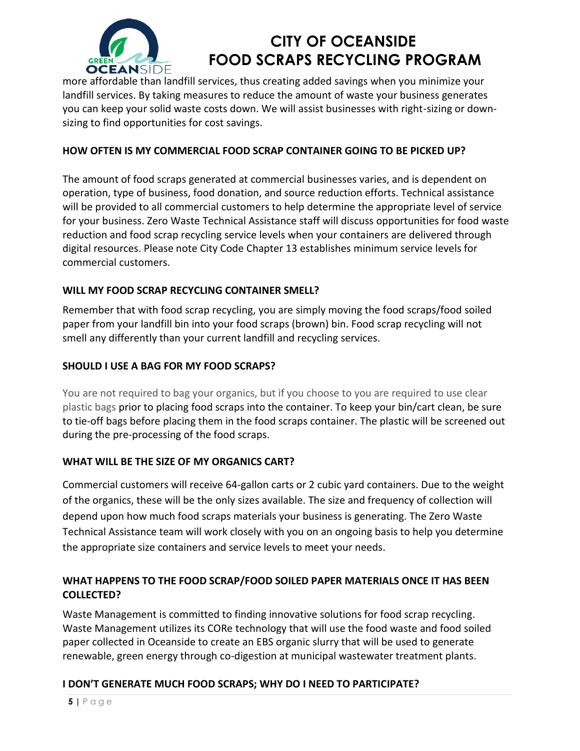more affordable than landfill services, thus creating added savings when you minimize your landfill services. By taking measures to reduce the amount of waste your business generates you can keep your solid waste costs down. We will assist businesses with right-sizing or down-sizing to find opportunities for cost savings.

**HOW OFTEN IS MY COMMERCIAL FOOD SCRAP CONTAINER GOING TO BE PICKED UP?**

The amount of food scraps generated at commercial businesses varies, and is dependent on operation, type of business, food donation, and source reduction efforts. Technical assistance will be provided to all commercial customers to help determine the appropriate level of service for your business. Zero Waste Technical Assistance staff will discuss opportunities for food waste reduction and food scrap recycling service levels when your containers are delivered through digital resources. Please note City Code Chapter 13 establishes minimum service levels for commercial customers.

**WILL MY FOOD SCRAP RECYCLING CONTAINER SMELL?**

Remember that with food scrap recycling, you are simply moving the food scraps/food soiled paper from your landfill bin into your food scraps (brown) bin. Food scrap recycling will not smell any differently than your current landfill and recycling services.

**SHOULD I USE A BAG FOR MY FOOD SCRAPS?**

You are not required to bag your organics, but if you choose to you are required to use clear plastic bags prior to placing food scraps into the container. To keep your bin/cart clean, be sure to tie-off bags before placing them in the food scraps container. The plastic will be screened out during the pre-processing of the food scraps.

**WHAT WILL BE THE SIZE OF MY ORGANICS CART?**

Commercial customers will receive 64-gallon carts or 2 cubic yard containers. Due to the weight of the organics, these will be the only sizes available. The size and frequency of collection will depend upon how much food scraps materials your business is generating. The Zero Waste Technical Assistance team will work closely with you on an ongoing basis to help you determine the appropriate size containers and service levels to meet your needs.

**WHAT HAPPENS TO THE FOOD SCRAP/FOOD SOILED PAPER MATERIALS ONCE IT HAS BEEN COLLECTED?**

Waste Management is committed to finding innovative solutions for food scrap recycling. Waste Management utilizes its CORe technology that will use the food waste and food soiled paper collected in Oceanside to create an EBS organic slurry that will be used to generate renewable, green energy through co-digestion at municipal wastewater treatment plants.

**I DON'T GENERATE MUCH FOOD SCRAPS; WHY DO I NEED TO PARTICIPATE?**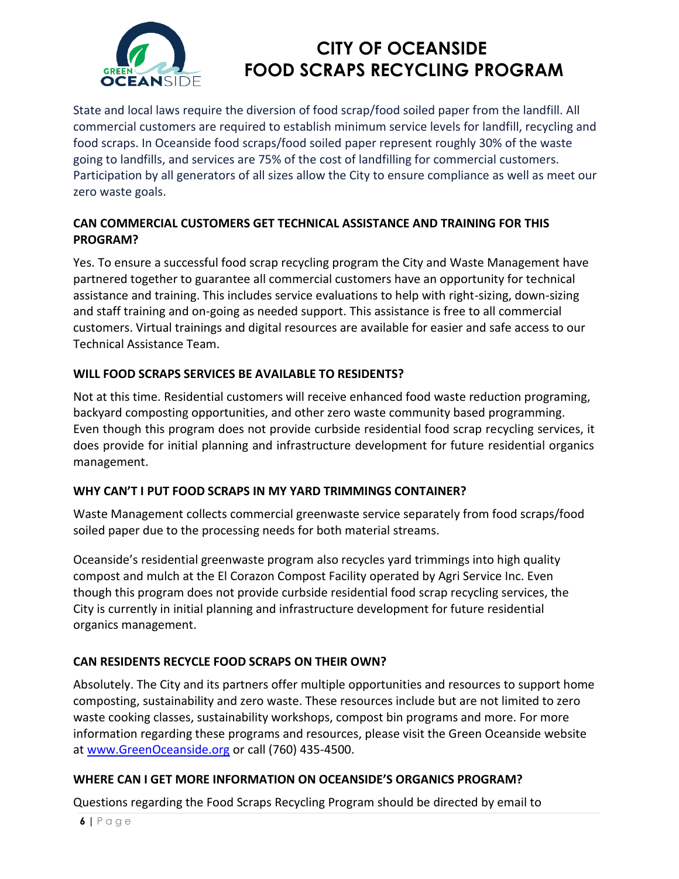State and local laws require the diversion of food scrap/food soiled paper from the landfill. All commercial customers are required to establish minimum service levels for landfill, recycling and food scraps. In Oceanside food scraps/food soiled paper represent roughly 30% of the waste going to landfills, and services are 75% of the cost of landfilling for commercial customers. Participation by all generators of all sizes allow the City to ensure compliance as well as meet our zero waste goals.

**CAN COMMERCIAL CUSTOMERS GET TECHNICAL ASSISTANCE AND TRAINING FOR THIS PROGRAM?**

Yes. To ensure a successful food scrap recycling program the City and Waste Management have partnered together to guarantee all commercial customers have an opportunity for technical assistance and training. This includes service evaluations to help with right-sizing, down-sizing and staff training and on-going as needed support. This assistance is free to all commercial customers. Virtual trainings and digital resources are available for easier and safe access to our Technical Assistance Team.

**WILL FOOD SCRAPS SERVICES BE AVAILABLE TO RESIDENTS?**

Not at this time. Residential customers will receive enhanced food waste reduction programing, backyard composting opportunities, and other zero waste community based programming. Even though this program does not provide curbside residential food scrap recycling services, it does provide for initial planning and infrastructure development for future residential organics management.

**WHY CAN'T I PUT FOOD SCRAPS IN MY YARD TRIMMINGS CONTAINER?**

Waste Management collects commercial greenwaste service separately from food scraps/food soiled paper due to the processing needs for both material streams.

Oceanside's residential greenwaste program also recycles yard trimmings into high quality compost and mulch at the El Corazon Compost Facility operated by Agri Service Inc. Even though this program does not provide curbside residential food scrap recycling services, the City is currently in initial planning and infrastructure development for future residential organics management.

**CAN RESIDENTS RECYCLE FOOD SCRAPS ON THEIR OWN?**

Absolutely. The City and its partners offer multiple opportunities and resources to support home composting, sustainability and zero waste. These resources include but are not limited to zero waste cooking classes, sustainability workshops, compost bin programs and more. For more information regarding these programs and resources, please visit the Green Oceanside website at [www.GreenOceanside.org](http://www.GreenOceanside.org) or call (760) 435-4500.

**WHERE CAN I GET MORE INFORMATION ON OCEANSIDE'S ORGANICS PROGRAM?**

Questions regarding the Food Scraps Recycling Program should be directed by email to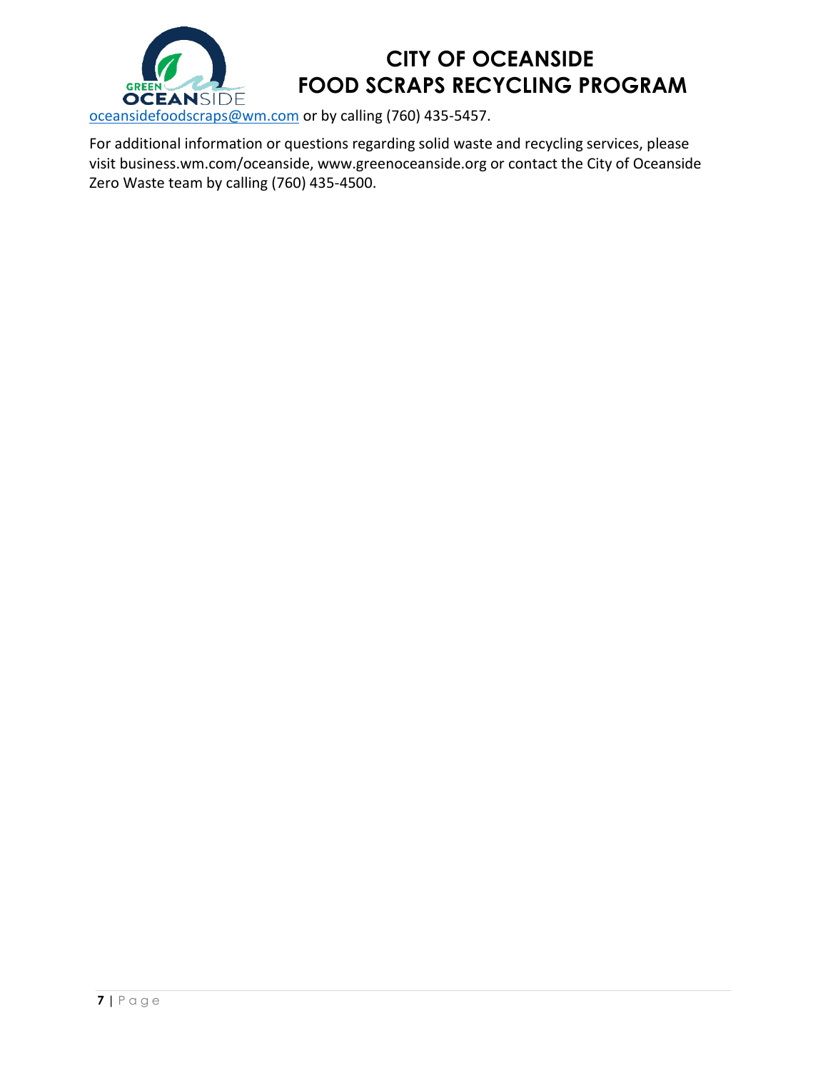oceansidefoodscraps@wm.com or by calling (760) 435-5457.

For additional information or questions regarding solid waste and recycling services, please visit business.wm.com/oceanside, www.greenoceanside.org or contact the City of Oceanside Zero Waste team by calling (760) 435-4500.